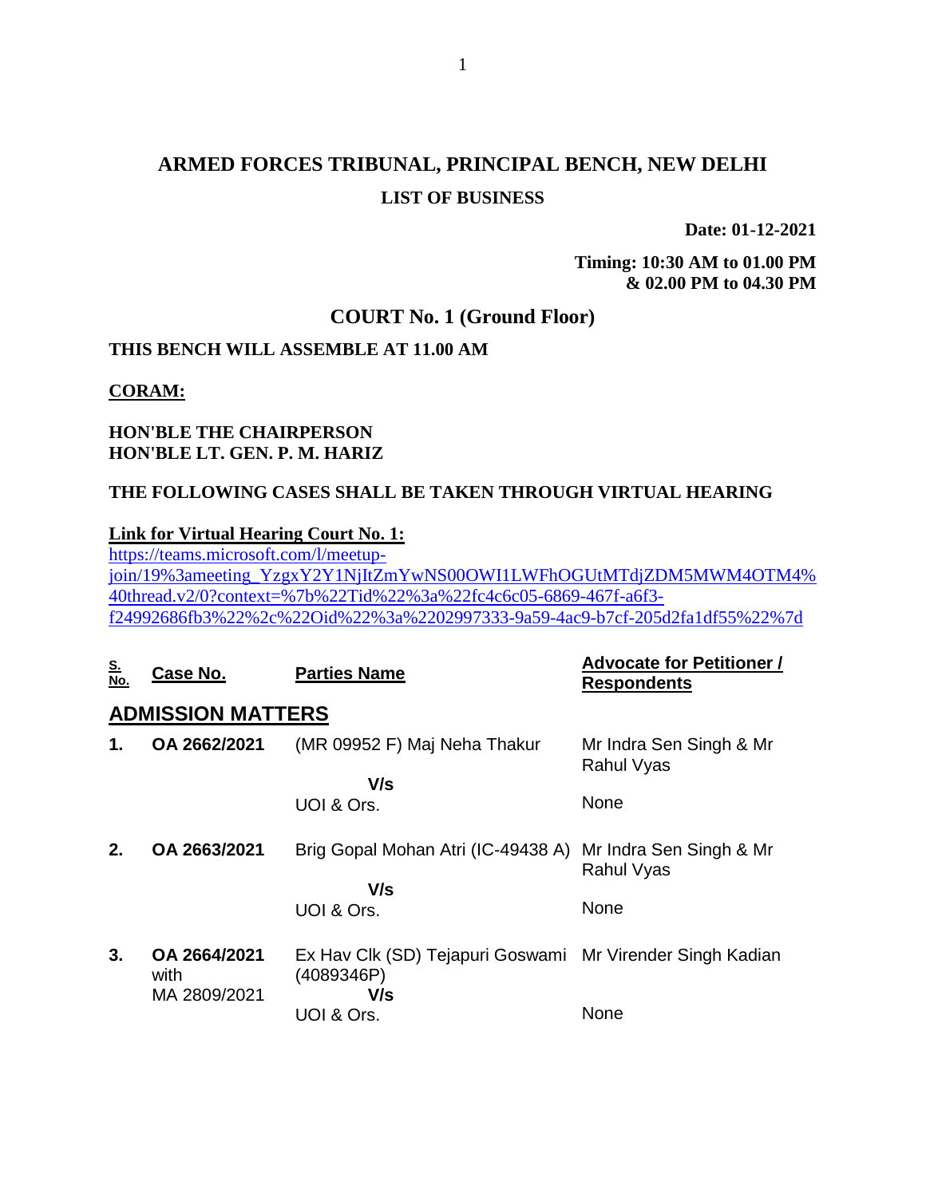# ARMED FORCES TRIBUNAL, PRINCIPAL BENCH, NEW DELHI

## LIST OF BUSINESS

**Date: 01-12-2021**

**Timing: 10:30 AM to 01.00 PM & 02.00 PM to 04.30 PM**

## COURT No. 1 (Ground Floor)

**THIS BENCH WILL ASSEMBLE AT 11.00 AM**

**CORAM:**

**HON'BLE THE CHAIRPERSON**
**HON'BLE LT. GEN. P. M. HARIZ**

**THE FOLLOWING CASES SHALL BE TAKEN THROUGH VIRTUAL HEARING**

**Link for Virtual Hearing Court No. 1:**
https://teams.microsoft.com/l/meetup-join/19%3ameeting_YzgxY2Y1NjItZmYwNS00OWI1LWFhOGUtMTdjZDM5MWM4OTM4%40thread.v2/0?context=%7b%22Tid%22%3a%22fc4c6c05-6869-467f-a6f3-f24992686fb3%22%2c%22Oid%22%3a%2202997333-9a59-4ac9-b7cf-205d2fa1df55%22%7d

| S. No. | Case No. | Parties Name | Advocate for Petitioner / Respondents |
|---|---|---|---|
| **ADMISSION MATTERS** | | | |
| **1.** | **OA 2662/2021** | (MR 09952 F) Maj Neha Thakur | Mr Indra Sen Singh & Mr Rahul Vyas |
| | | **V/s** | |
| | | UOI & Ors. | None |
| **2.** | **OA 2663/2021** | Brig Gopal Mohan Atri (IC-49438 A) | Mr Indra Sen Singh & Mr Rahul Vyas |
| | | **V/s** | |
| | | UOI & Ors. | None |
| **3.** | **OA 2664/2021** with MA 2809/2021 | Ex Hav Clk (SD) Tejapuri Goswami (4089346P) | Mr Virender Singh Kadian |
| | | **V/s** | |
| | | UOI & Ors. | None |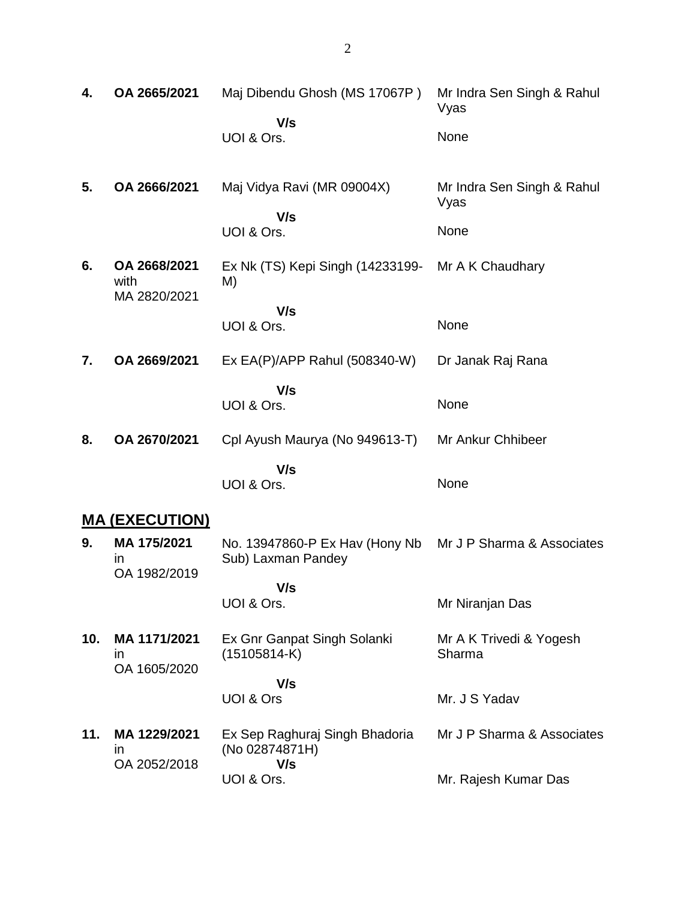| | | | |
|---|---|---|---|
| **4.** | **OA 2665/2021** | Maj Dibendu Ghosh (MS 17067P ) | Mr Indra Sen Singh & Rahul Vyas |
| | | **V/s** | |
| | | UOI & Ors. | None |
| **5.** | **OA 2666/2021** | Maj Vidya Ravi (MR 09004X) | Mr Indra Sen Singh & Rahul Vyas |
| | | **V/s** | |
| | | UOI & Ors. | None |
| **6.** | **OA 2668/2021** with MA 2820/2021 | Ex Nk (TS) Kepi Singh (14233199-M) | Mr A K Chaudhary |
| | | **V/s** | |
| | | UOI & Ors. | None |
| **7.** | **OA 2669/2021** | Ex EA(P)/APP Rahul (508340-W) | Dr Janak Raj Rana |
| | | **V/s** | |
| | | UOI & Ors. | None |
| **8.** | **OA 2670/2021** | Cpl Ayush Maurya (No 949613-T) | Mr Ankur Chhibeer |
| | | **V/s** | |
| | | UOI & Ors. | None |

## MA (EXECUTION)

| | | | |
|---|---|---|---|
| **9.** | **MA 175/2021** in OA 1982/2019 | No. 13947860-P Ex Hav (Hony Nb Sub) Laxman Pandey | Mr J P Sharma & Associates |
| | | **V/s** | |
| | | UOI & Ors. | Mr Niranjan Das |
| **10.** | **MA 1171/2021** in OA 1605/2020 | Ex Gnr Ganpat Singh Solanki (15105814-K) | Mr A K Trivedi & Yogesh Sharma |
| | | **V/s** | |
| | | UOI & Ors | Mr. J S Yadav |
| **11.** | **MA 1229/2021** in OA 2052/2018 | Ex Sep Raghuraj Singh Bhadoria (No 02874871H) | Mr J P Sharma & Associates |
| | | **V/s** | |
| | | UOI & Ors. | Mr. Rajesh Kumar Das |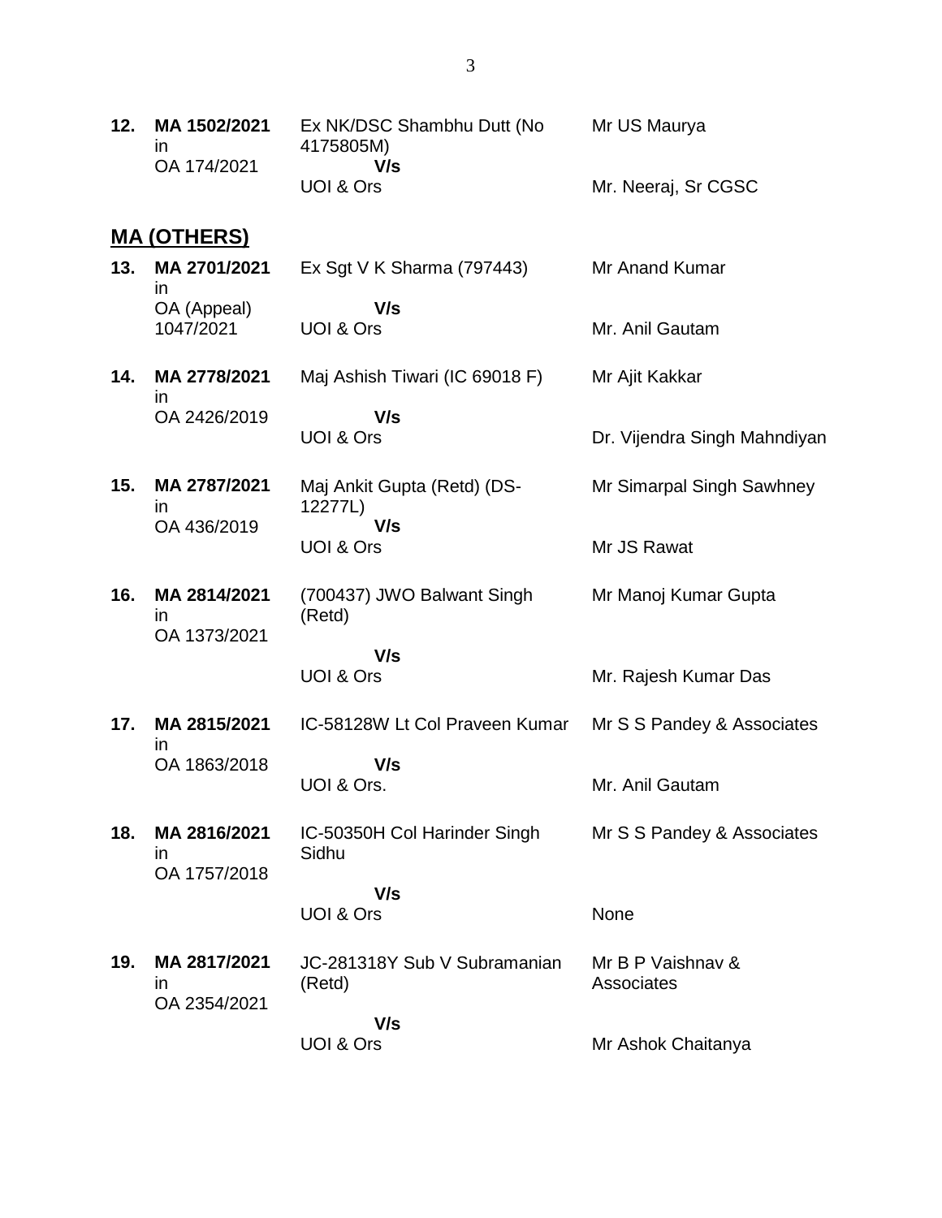| | | | |
|---|---|---|---|
| **12.** | **MA 1502/2021** in OA 174/2021 | Ex NK/DSC Shambhu Dutt (No 4175805M) **V/s** UOI & Ors | Mr US Maurya<br><br>Mr. Neeraj, Sr CGSC |

## MA (OTHERS)

| | | | |
|---|---|---|---|
| **13.** | **MA 2701/2021** in OA (Appeal) 1047/2021 | Ex Sgt V K Sharma (797443) **V/s** UOI & Ors | Mr Anand Kumar<br><br>Mr. Anil Gautam |
| **14.** | **MA 2778/2021** in OA 2426/2019 | Maj Ashish Tiwari (IC 69018 F) **V/s** UOI & Ors | Mr Ajit Kakkar<br><br>Dr. Vijendra Singh Mahndiyan |
| **15.** | **MA 2787/2021** in OA 436/2019 | Maj Ankit Gupta (Retd) (DS-12277L) **V/s** UOI & Ors | Mr Simarpal Singh Sawhney<br><br>Mr JS Rawat |
| **16.** | **MA 2814/2021** in OA 1373/2021 | (700437) JWO Balwant Singh (Retd) **V/s** UOI & Ors | Mr Manoj Kumar Gupta<br><br>Mr. Rajesh Kumar Das |
| **17.** | **MA 2815/2021** in OA 1863/2018 | IC-58128W Lt Col Praveen Kumar **V/s** UOI & Ors. | Mr S S Pandey & Associates<br><br>Mr. Anil Gautam |
| **18.** | **MA 2816/2021** in OA 1757/2018 | IC-50350H Col Harinder Singh Sidhu **V/s** UOI & Ors | Mr S S Pandey & Associates<br><br>None |
| **19.** | **MA 2817/2021** in OA 2354/2021 | JC-281318Y Sub V Subramanian (Retd) **V/s** UOI & Ors | Mr B P Vaishnav & Associates<br><br>Mr Ashok Chaitanya |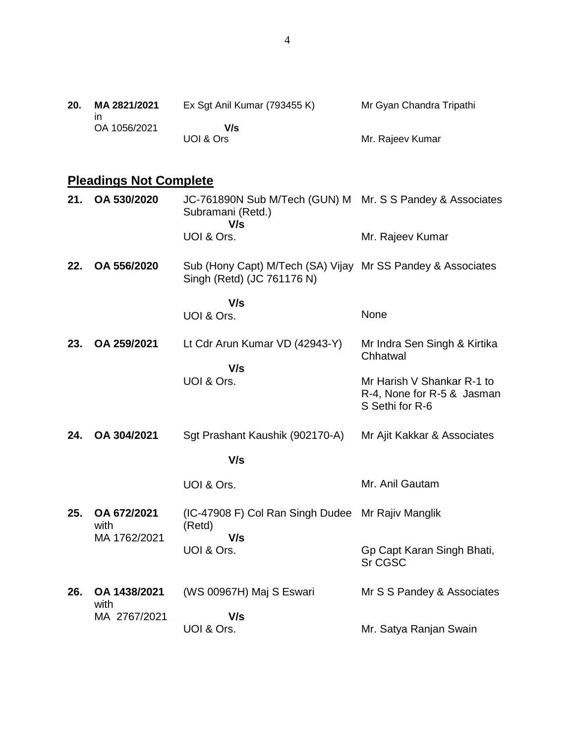| | | | |
|---|---|---|---|
| **20.** | **MA 2821/2021** in OA 1056/2021 | Ex Sgt Anil Kumar (793455 K) **V/s** UOI & Ors | Mr Gyan Chandra Tripathi<br><br>Mr. Rajeev Kumar |

## Pleadings Not Complete

| | | | |
|---|---|---|---|
| **21.** | **OA 530/2020** | JC-761890N Sub M/Tech (GUN) M Subramani (Retd.) **V/s** UOI & Ors. | Mr. S S Pandey & Associates<br><br>Mr. Rajeev Kumar |
| **22.** | **OA 556/2020** | Sub (Hony Capt) M/Tech (SA) Vijay Singh (Retd) (JC 761176 N) **V/s** UOI & Ors. | Mr SS Pandey & Associates<br><br>None |
| **23.** | **OA 259/2021** | Lt Cdr Arun Kumar VD (42943-Y) **V/s** UOI & Ors. | Mr Indra Sen Singh & Kirtika Chhatwal<br><br>Mr Harish V Shankar R-1 to R-4, None for R-5 & Jasman S Sethi for R-6 |
| **24.** | **OA 304/2021** | Sgt Prashant Kaushik (902170-A) **V/s** UOI & Ors. | Mr Ajit Kakkar & Associates<br><br>Mr. Anil Gautam |
| **25.** | **OA 672/2021** with MA 1762/2021 | (IC-47908 F) Col Ran Singh Dudee (Retd) **V/s** UOI & Ors. | Mr Rajiv Manglik<br><br>Gp Capt Karan Singh Bhati, Sr CGSC |
| **26.** | **OA 1438/2021** with MA 2767/2021 | (WS 00967H) Maj S Eswari **V/s** UOI & Ors. | Mr S S Pandey & Associates<br><br>Mr. Satya Ranjan Swain |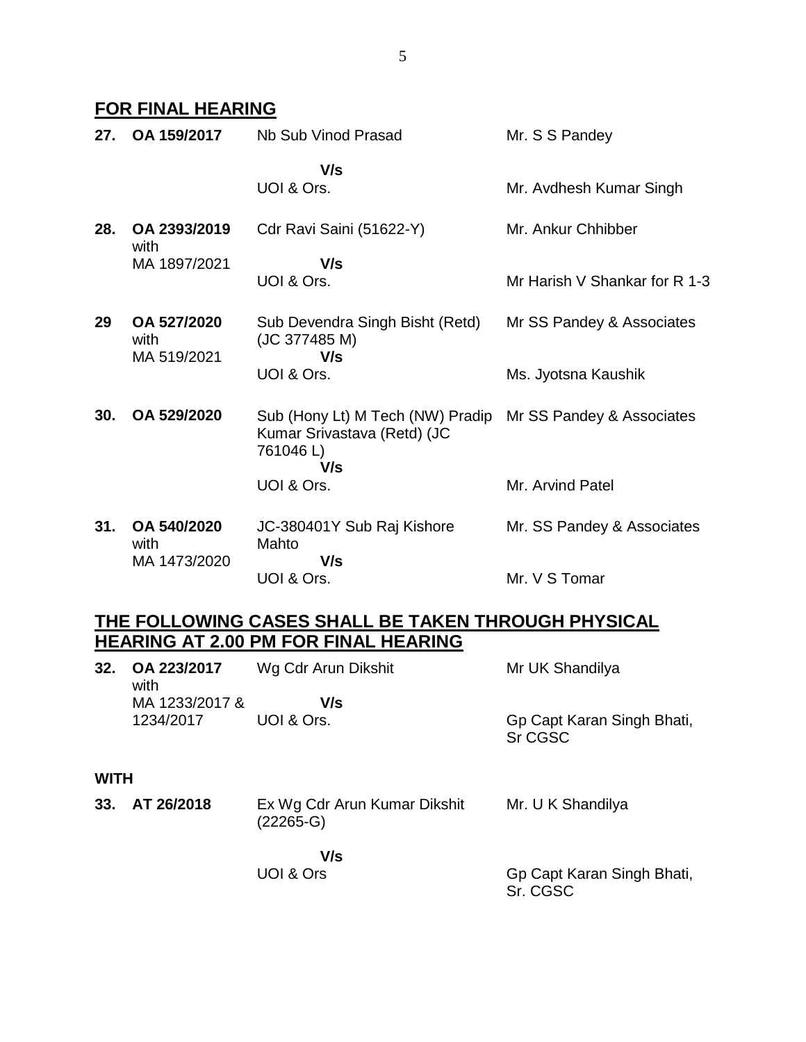## FOR FINAL HEARING

| | | | |
|---|---|---|---|
| **27.** | **OA 159/2017** | Nb Sub Vinod Prasad | Mr. S S Pandey |
| | | **V/s** | |
| | | UOI & Ors. | Mr. Avdhesh Kumar Singh |
| **28.** | **OA 2393/2019** with MA 1897/2021 | Cdr Ravi Saini (51622-Y) | Mr. Ankur Chhibber |
| | | **V/s** | |
| | | UOI & Ors. | Mr Harish V Shankar for R 1-3 |
| **29** | **OA 527/2020** with MA 519/2021 | Sub Devendra Singh Bisht (Retd) (JC 377485 M) | Mr SS Pandey & Associates |
| | | **V/s** | |
| | | UOI & Ors. | Ms. Jyotsna Kaushik |
| **30.** | **OA 529/2020** | Sub (Hony Lt) M Tech (NW) Pradip Kumar Srivastava (Retd) (JC 761046 L) | Mr SS Pandey & Associates |
| | | **V/s** | |
| | | UOI & Ors. | Mr. Arvind Patel |
| **31.** | **OA 540/2020** with MA 1473/2020 | JC-380401Y Sub Raj Kishore Mahto | Mr. SS Pandey & Associates |
| | | **V/s** | |
| | | UOI & Ors. | Mr. V S Tomar |

## THE FOLLOWING CASES SHALL BE TAKEN THROUGH PHYSICAL HEARING AT 2.00 PM FOR FINAL HEARING

| | | | |
|---|---|---|---|
| **32.** | **OA 223/2017** with MA 1233/2017 & 1234/2017 | Wg Cdr Arun Dikshit | Mr UK Shandilya |
| | | **V/s** | |
| | | UOI & Ors. | Gp Capt Karan Singh Bhati, Sr CGSC |

**WITH**

| | | | |
|---|---|---|---|
| **33.** | **AT 26/2018** | Ex Wg Cdr Arun Kumar Dikshit (22265-G) | Mr. U K Shandilya |
| | | **V/s** | |
| | | UOI & Ors | Gp Capt Karan Singh Bhati, Sr. CGSC |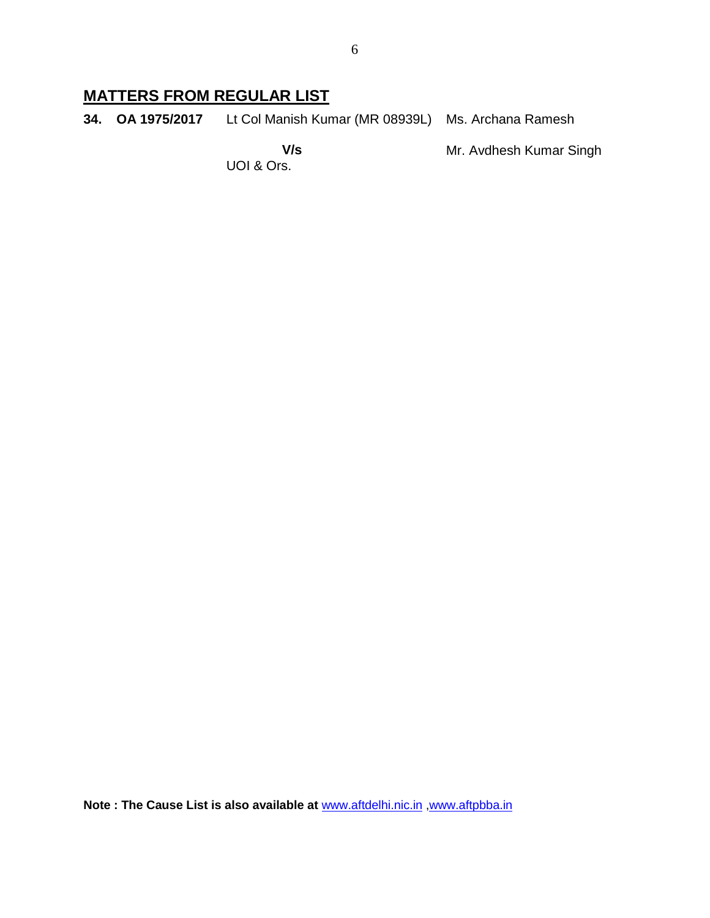## MATTERS FROM REGULAR LIST

| | | | |
|---|---|---|---|
| **34.** | **OA 1975/2017** | Lt Col Manish Kumar (MR 08939L)<br>**V/s**<br>UOI & Ors. | Ms. Archana Ramesh<br>Mr. Avdhesh Kumar Singh |

**Note : The Cause List is also available at** www.aftdelhi.nic.in ,www.aftpbba.in